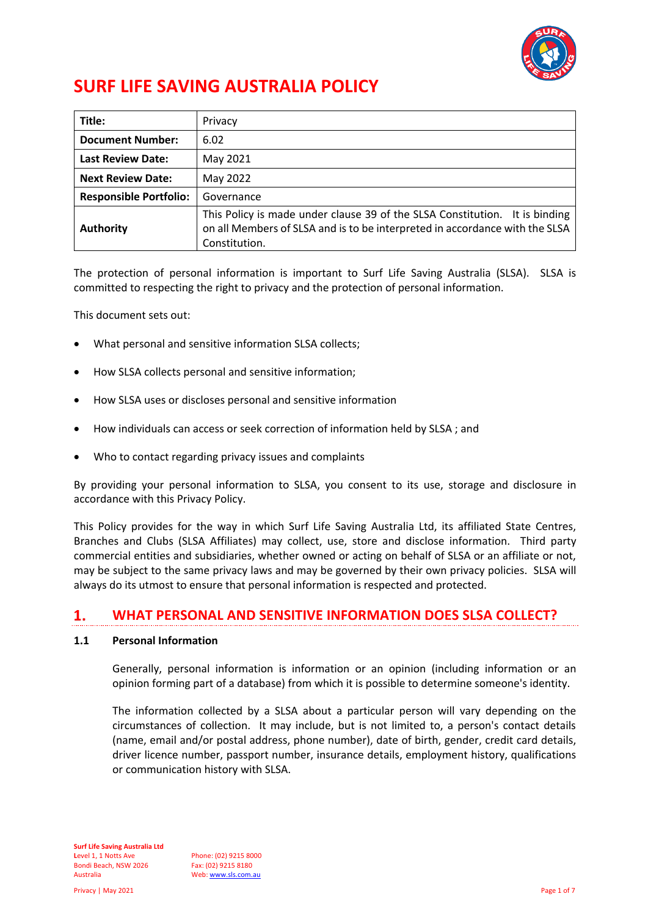# SURF LIFE SAVING AUSTRALIA POLICY

| | |
|---|---|
| **Title:** | Privacy |
| **Document Number:** | 6.02 |
| **Last Review Date:** | May 2021 |
| **Next Review Date:** | May 2022 |
| **Responsible Portfolio:** | Governance |
| **Authority** | This Policy is made under clause 39 of the SLSA Constitution. It is binding on all Members of SLSA and is to be interpreted in accordance with the SLSA Constitution. |

The protection of personal information is important to Surf Life Saving Australia (SLSA). SLSA is committed to respecting the right to privacy and the protection of personal information.

This document sets out:

- What personal and sensitive information SLSA collects;
- How SLSA collects personal and sensitive information;
- How SLSA uses or discloses personal and sensitive information
- How individuals can access or seek correction of information held by SLSA ; and
- Who to contact regarding privacy issues and complaints

By providing your personal information to SLSA, you consent to its use, storage and disclosure in accordance with this Privacy Policy.

This Policy provides for the way in which Surf Life Saving Australia Ltd, its affiliated State Centres, Branches and Clubs (SLSA Affiliates) may collect, use, store and disclose information. Third party commercial entities and subsidiaries, whether owned or acting on behalf of SLSA or an affiliate or not, may be subject to the same privacy laws and may be governed by their own privacy policies. SLSA will always do its utmost to ensure that personal information is respected and protected.

## 1. WHAT PERSONAL AND SENSITIVE INFORMATION DOES SLSA COLLECT?

### 1.1 Personal Information

Generally, personal information is information or an opinion (including information or an opinion forming part of a database) from which it is possible to determine someone's identity.

The information collected by a SLSA about a particular person will vary depending on the circumstances of collection. It may include, but is not limited to, a person's contact details (name, email and/or postal address, phone number), date of birth, gender, credit card details, driver licence number, passport number, insurance details, employment history, qualifications or communication history with SLSA.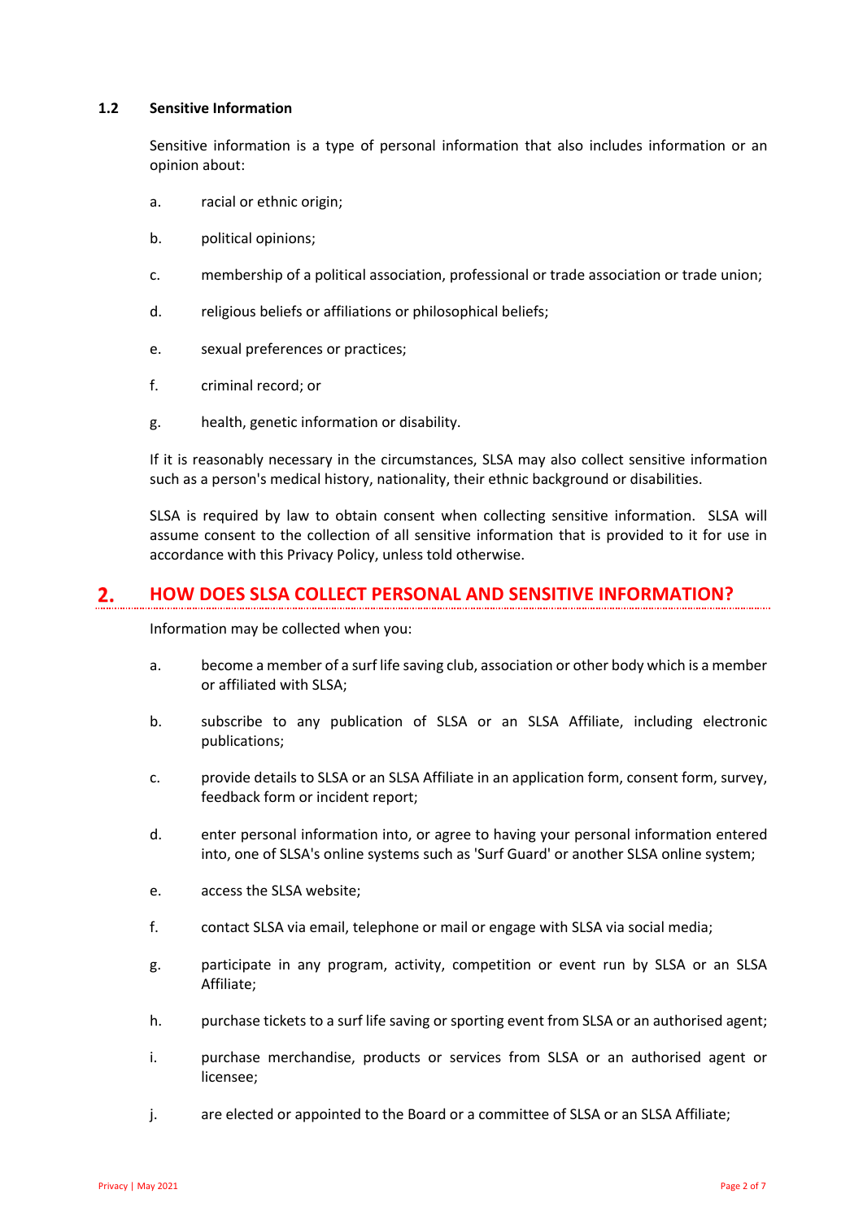### 1.2 Sensitive Information

Sensitive information is a type of personal information that also includes information or an opinion about:

a. racial or ethnic origin;

b. political opinions;

c. membership of a political association, professional or trade association or trade union;

d. religious beliefs or affiliations or philosophical beliefs;

e. sexual preferences or practices;

f. criminal record; or

g. health, genetic information or disability.

If it is reasonably necessary in the circumstances, SLSA may also collect sensitive information such as a person's medical history, nationality, their ethnic background or disabilities.

SLSA is required by law to obtain consent when collecting sensitive information. SLSA will assume consent to the collection of all sensitive information that is provided to it for use in accordance with this Privacy Policy, unless told otherwise.

## 2. HOW DOES SLSA COLLECT PERSONAL AND SENSITIVE INFORMATION?

Information may be collected when you:

a. become a member of a surf life saving club, association or other body which is a member or affiliated with SLSA;

b. subscribe to any publication of SLSA or an SLSA Affiliate, including electronic publications;

c. provide details to SLSA or an SLSA Affiliate in an application form, consent form, survey, feedback form or incident report;

d. enter personal information into, or agree to having your personal information entered into, one of SLSA's online systems such as 'Surf Guard' or another SLSA online system;

e. access the SLSA website;

f. contact SLSA via email, telephone or mail or engage with SLSA via social media;

g. participate in any program, activity, competition or event run by SLSA or an SLSA Affiliate;

h. purchase tickets to a surf life saving or sporting event from SLSA or an authorised agent;

i. purchase merchandise, products or services from SLSA or an authorised agent or licensee;

j. are elected or appointed to the Board or a committee of SLSA or an SLSA Affiliate;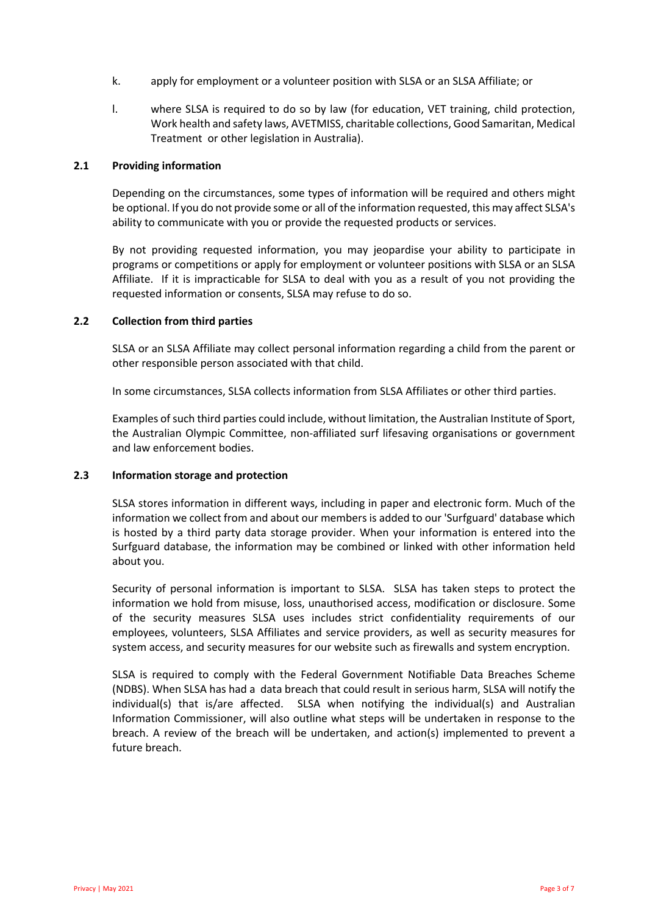k. apply for employment or a volunteer position with SLSA or an SLSA Affiliate; or

l. where SLSA is required to do so by law (for education, VET training, child protection, Work health and safety laws, AVETMISS, charitable collections, Good Samaritan, Medical Treatment or other legislation in Australia).

### 2.1 Providing information

Depending on the circumstances, some types of information will be required and others might be optional. If you do not provide some or all of the information requested, this may affect SLSA's ability to communicate with you or provide the requested products or services.

By not providing requested information, you may jeopardise your ability to participate in programs or competitions or apply for employment or volunteer positions with SLSA or an SLSA Affiliate. If it is impracticable for SLSA to deal with you as a result of you not providing the requested information or consents, SLSA may refuse to do so.

### 2.2 Collection from third parties

SLSA or an SLSA Affiliate may collect personal information regarding a child from the parent or other responsible person associated with that child.

In some circumstances, SLSA collects information from SLSA Affiliates or other third parties.

Examples of such third parties could include, without limitation, the Australian Institute of Sport, the Australian Olympic Committee, non-affiliated surf lifesaving organisations or government and law enforcement bodies.

### 2.3 Information storage and protection

SLSA stores information in different ways, including in paper and electronic form. Much of the information we collect from and about our members is added to our 'Surfguard' database which is hosted by a third party data storage provider. When your information is entered into the Surfguard database, the information may be combined or linked with other information held about you.

Security of personal information is important to SLSA. SLSA has taken steps to protect the information we hold from misuse, loss, unauthorised access, modification or disclosure. Some of the security measures SLSA uses includes strict confidentiality requirements of our employees, volunteers, SLSA Affiliates and service providers, as well as security measures for system access, and security measures for our website such as firewalls and system encryption.

SLSA is required to comply with the Federal Government Notifiable Data Breaches Scheme (NDBS). When SLSA has had a data breach that could result in serious harm, SLSA will notify the individual(s) that is/are affected. SLSA when notifying the individual(s) and Australian Information Commissioner, will also outline what steps will be undertaken in response to the breach. A review of the breach will be undertaken, and action(s) implemented to prevent a future breach.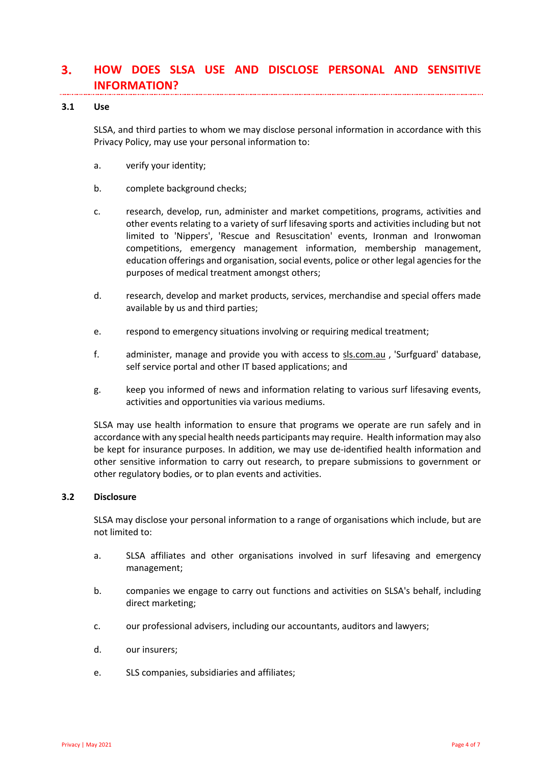# 3. HOW DOES SLSA USE AND DISCLOSE PERSONAL AND SENSITIVE INFORMATION?

## 3.1 Use

SLSA, and third parties to whom we may disclose personal information in accordance with this Privacy Policy, may use your personal information to:

a. verify your identity;

b. complete background checks;

c. research, develop, run, administer and market competitions, programs, activities and other events relating to a variety of surf lifesaving sports and activities including but not limited to 'Nippers', 'Rescue and Resuscitation' events, Ironman and Ironwoman competitions, emergency management information, membership management, education offerings and organisation, social events, police or other legal agencies for the purposes of medical treatment amongst others;

d. research, develop and market products, services, merchandise and special offers made available by us and third parties;

e. respond to emergency situations involving or requiring medical treatment;

f. administer, manage and provide you with access to sls.com.au , 'Surfguard' database, self service portal and other IT based applications; and

g. keep you informed of news and information relating to various surf lifesaving events, activities and opportunities via various mediums.

SLSA may use health information to ensure that programs we operate are run safely and in accordance with any special health needs participants may require. Health information may also be kept for insurance purposes. In addition, we may use de-identified health information and other sensitive information to carry out research, to prepare submissions to government or other regulatory bodies, or to plan events and activities.

## 3.2 Disclosure

SLSA may disclose your personal information to a range of organisations which include, but are not limited to:

a. SLSA affiliates and other organisations involved in surf lifesaving and emergency management;

b. companies we engage to carry out functions and activities on SLSA's behalf, including direct marketing;

c. our professional advisers, including our accountants, auditors and lawyers;

d. our insurers;

e. SLS companies, subsidiaries and affiliates;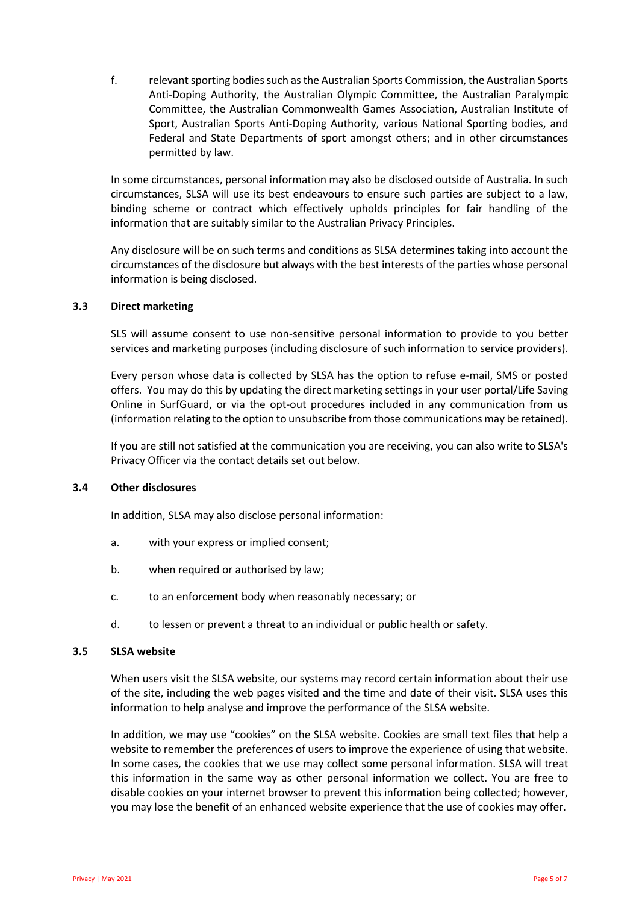f. relevant sporting bodies such as the Australian Sports Commission, the Australian Sports Anti-Doping Authority, the Australian Olympic Committee, the Australian Paralympic Committee, the Australian Commonwealth Games Association, Australian Institute of Sport, Australian Sports Anti-Doping Authority, various National Sporting bodies, and Federal and State Departments of sport amongst others; and in other circumstances permitted by law.

In some circumstances, personal information may also be disclosed outside of Australia. In such circumstances, SLSA will use its best endeavours to ensure such parties are subject to a law, binding scheme or contract which effectively upholds principles for fair handling of the information that are suitably similar to the Australian Privacy Principles.

Any disclosure will be on such terms and conditions as SLSA determines taking into account the circumstances of the disclosure but always with the best interests of the parties whose personal information is being disclosed.

### 3.3 Direct marketing

SLS will assume consent to use non-sensitive personal information to provide to you better services and marketing purposes (including disclosure of such information to service providers).

Every person whose data is collected by SLSA has the option to refuse e-mail, SMS or posted offers. You may do this by updating the direct marketing settings in your user portal/Life Saving Online in SurfGuard, or via the opt-out procedures included in any communication from us (information relating to the option to unsubscribe from those communications may be retained).

If you are still not satisfied at the communication you are receiving, you can also write to SLSA's Privacy Officer via the contact details set out below.

### 3.4 Other disclosures

In addition, SLSA may also disclose personal information:

a. with your express or implied consent;

b. when required or authorised by law;

c. to an enforcement body when reasonably necessary; or

d. to lessen or prevent a threat to an individual or public health or safety.

### 3.5 SLSA website

When users visit the SLSA website, our systems may record certain information about their use of the site, including the web pages visited and the time and date of their visit. SLSA uses this information to help analyse and improve the performance of the SLSA website.

In addition, we may use "cookies" on the SLSA website. Cookies are small text files that help a website to remember the preferences of users to improve the experience of using that website. In some cases, the cookies that we use may collect some personal information. SLSA will treat this information in the same way as other personal information we collect. You are free to disable cookies on your internet browser to prevent this information being collected; however, you may lose the benefit of an enhanced website experience that the use of cookies may offer.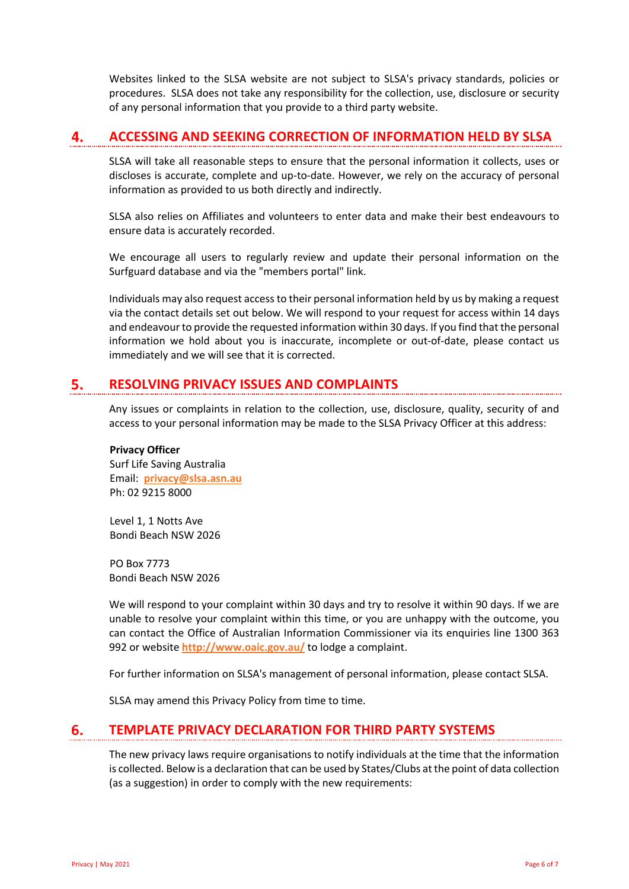Websites linked to the SLSA website are not subject to SLSA's privacy standards, policies or procedures. SLSA does not take any responsibility for the collection, use, disclosure or security of any personal information that you provide to a third party website.

## 4. ACCESSING AND SEEKING CORRECTION OF INFORMATION HELD BY SLSA

SLSA will take all reasonable steps to ensure that the personal information it collects, uses or discloses is accurate, complete and up-to-date. However, we rely on the accuracy of personal information as provided to us both directly and indirectly.

SLSA also relies on Affiliates and volunteers to enter data and make their best endeavours to ensure data is accurately recorded.

We encourage all users to regularly review and update their personal information on the Surfguard database and via the "members portal" link.

Individuals may also request access to their personal information held by us by making a request via the contact details set out below. We will respond to your request for access within 14 days and endeavour to provide the requested information within 30 days. If you find that the personal information we hold about you is inaccurate, incomplete or out-of-date, please contact us immediately and we will see that it is corrected.

## 5. RESOLVING PRIVACY ISSUES AND COMPLAINTS

Any issues or complaints in relation to the collection, use, disclosure, quality, security of and access to your personal information may be made to the SLSA Privacy Officer at this address:

**Privacy Officer**
Surf Life Saving Australia
Email: **privacy@slsa.asn.au**
Ph: 02 9215 8000

Level 1, 1 Notts Ave
Bondi Beach NSW 2026

PO Box 7773
Bondi Beach NSW 2026

We will respond to your complaint within 30 days and try to resolve it within 90 days. If we are unable to resolve your complaint within this time, or you are unhappy with the outcome, you can contact the Office of Australian Information Commissioner via its enquiries line 1300 363 992 or website **http://www.oaic.gov.au/** to lodge a complaint.

For further information on SLSA's management of personal information, please contact SLSA.

SLSA may amend this Privacy Policy from time to time.

## 6. TEMPLATE PRIVACY DECLARATION FOR THIRD PARTY SYSTEMS

The new privacy laws require organisations to notify individuals at the time that the information is collected. Below is a declaration that can be used by States/Clubs at the point of data collection (as a suggestion) in order to comply with the new requirements: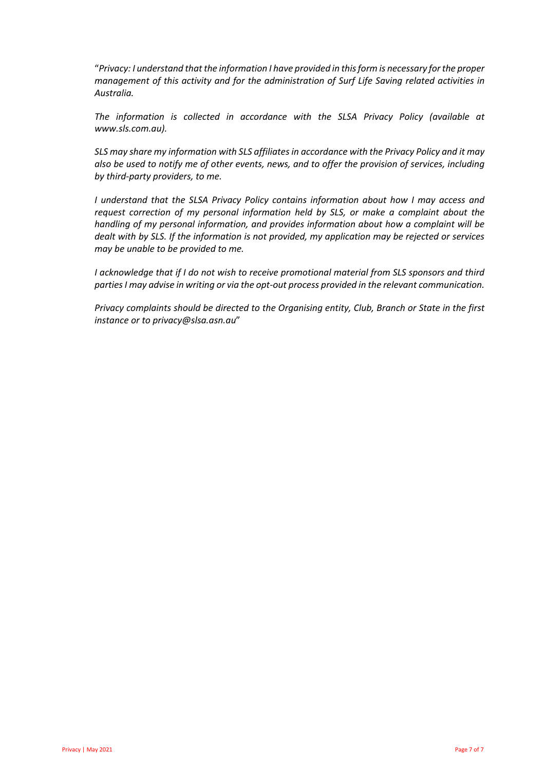"*Privacy: I understand that the information I have provided in this form is necessary for the proper management of this activity and for the administration of Surf Life Saving related activities in Australia.*

*The information is collected in accordance with the SLSA Privacy Policy (available at www.sls.com.au).*

*SLS may share my information with SLS affiliates in accordance with the Privacy Policy and it may also be used to notify me of other events, news, and to offer the provision of services, including by third-party providers, to me.*

*I understand that the SLSA Privacy Policy contains information about how I may access and request correction of my personal information held by SLS, or make a complaint about the handling of my personal information, and provides information about how a complaint will be dealt with by SLS. If the information is not provided, my application may be rejected or services may be unable to be provided to me.*

*I acknowledge that if I do not wish to receive promotional material from SLS sponsors and third parties I may advise in writing or via the opt-out process provided in the relevant communication.*

*Privacy complaints should be directed to the Organising entity, Club, Branch or State in the first instance or to privacy@slsa.asn.au*"